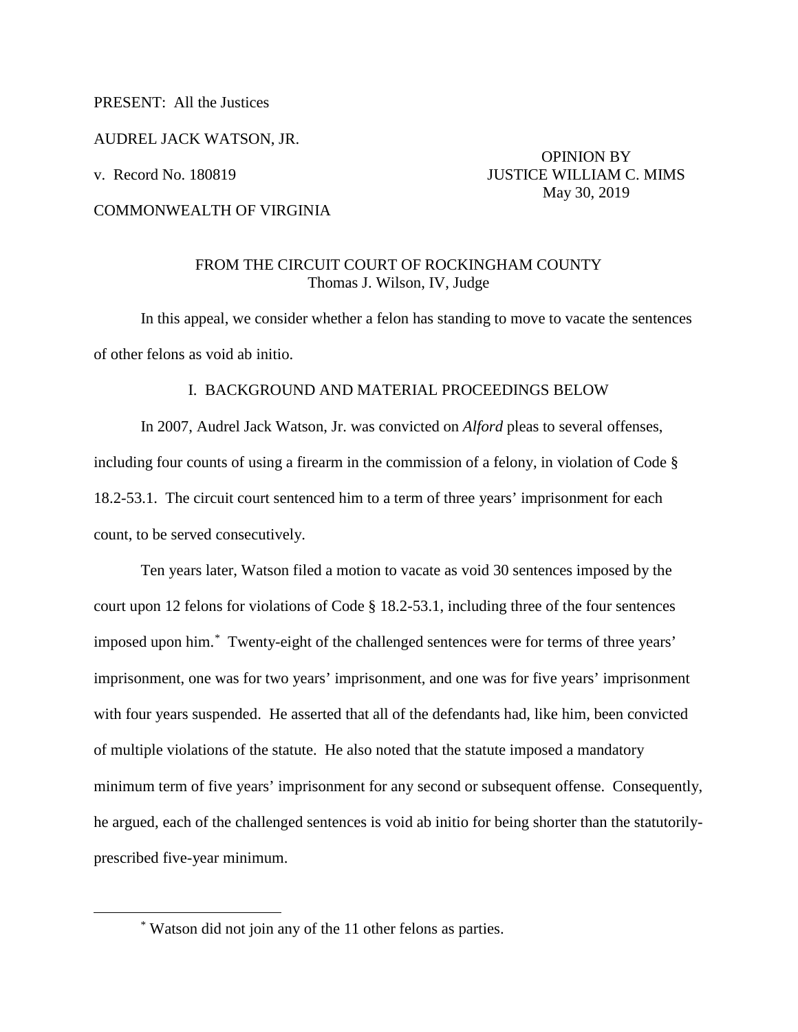PRESENT: All the Justices

AUDREL JACK WATSON, JR.

v. Record No. 180819

COMMONWEALTH OF VIRGINIA

OPINION BY
JUSTICE WILLIAM C. MIMS
May 30, 2019

FROM THE CIRCUIT COURT OF ROCKINGHAM COUNTY
Thomas J. Wilson, IV, Judge

In this appeal, we consider whether a felon has standing to move to vacate the sentences of other felons as void ab initio.

## I. BACKGROUND AND MATERIAL PROCEEDINGS BELOW

In 2007, Audrel Jack Watson, Jr. was convicted on *Alford* pleas to several offenses, including four counts of using a firearm in the commission of a felony, in violation of Code § 18.2-53.1. The circuit court sentenced him to a term of three years' imprisonment for each count, to be served consecutively.

Ten years later, Watson filed a motion to vacate as void 30 sentences imposed by the court upon 12 felons for violations of Code § 18.2-53.1, including three of the four sentences imposed upon him.[*] Twenty-eight of the challenged sentences were for terms of three years' imprisonment, one was for two years' imprisonment, and one was for five years' imprisonment with four years suspended. He asserted that all of the defendants had, like him, been convicted of multiple violations of the statute. He also noted that the statute imposed a mandatory minimum term of five years' imprisonment for any second or subsequent offense. Consequently, he argued, each of the challenged sentences is void ab initio for being shorter than the statutorily-prescribed five-year minimum.

---

[*] Watson did not join any of the 11 other felons as parties.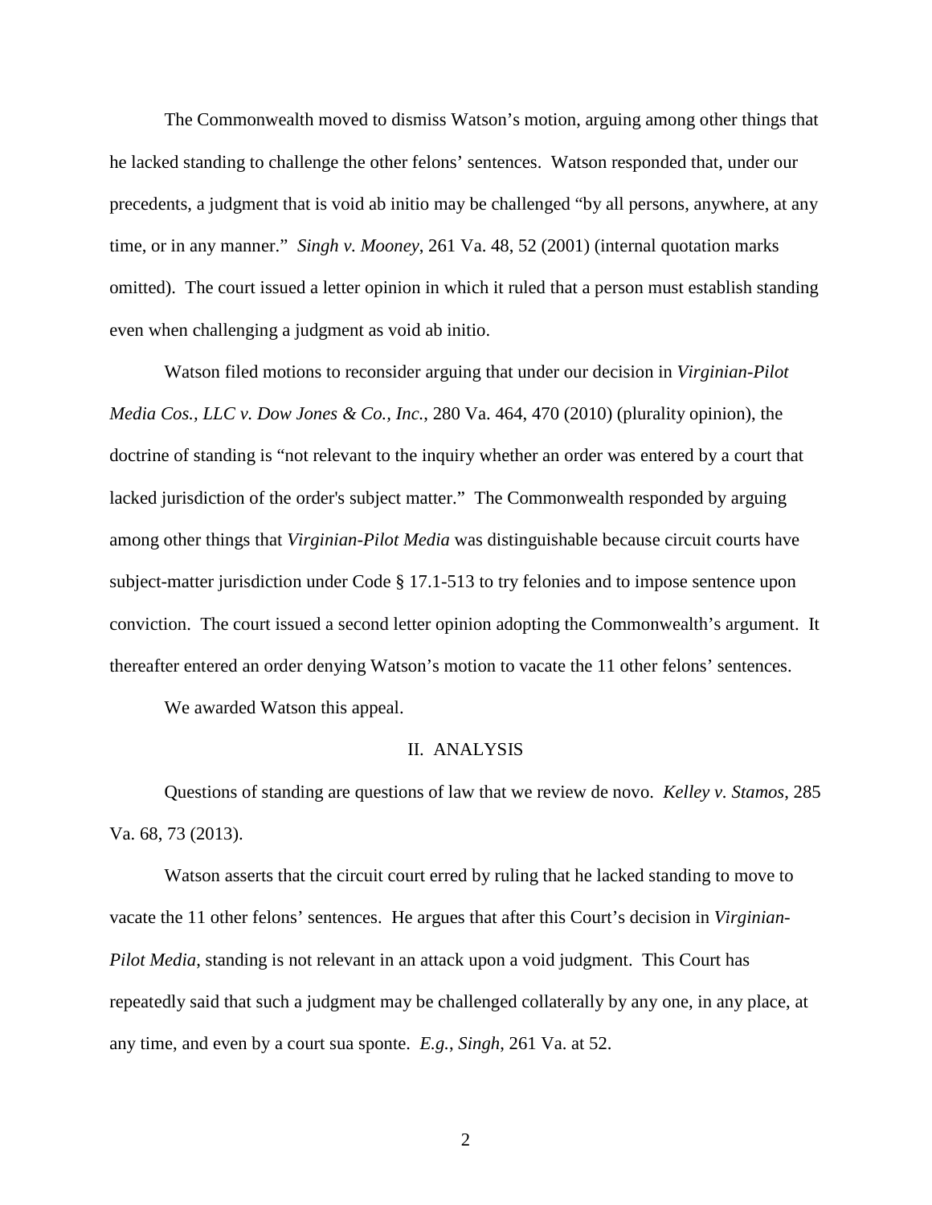The Commonwealth moved to dismiss Watson's motion, arguing among other things that he lacked standing to challenge the other felons' sentences. Watson responded that, under our precedents, a judgment that is void ab initio may be challenged "by all persons, anywhere, at any time, or in any manner." *Singh v. Mooney*, 261 Va. 48, 52 (2001) (internal quotation marks omitted). The court issued a letter opinion in which it ruled that a person must establish standing even when challenging a judgment as void ab initio.

Watson filed motions to reconsider arguing that under our decision in *Virginian-Pilot Media Cos., LLC v. Dow Jones & Co., Inc.*, 280 Va. 464, 470 (2010) (plurality opinion), the doctrine of standing is "not relevant to the inquiry whether an order was entered by a court that lacked jurisdiction of the order's subject matter." The Commonwealth responded by arguing among other things that *Virginian-Pilot Media* was distinguishable because circuit courts have subject-matter jurisdiction under Code § 17.1-513 to try felonies and to impose sentence upon conviction. The court issued a second letter opinion adopting the Commonwealth's argument. It thereafter entered an order denying Watson's motion to vacate the 11 other felons' sentences.

We awarded Watson this appeal.

## II. ANALYSIS

Questions of standing are questions of law that we review de novo. *Kelley v. Stamos*, 285 Va. 68, 73 (2013).

Watson asserts that the circuit court erred by ruling that he lacked standing to move to vacate the 11 other felons' sentences. He argues that after this Court's decision in *Virginian-Pilot Media*, standing is not relevant in an attack upon a void judgment. This Court has repeatedly said that such a judgment may be challenged collaterally by any one, in any place, at any time, and even by a court sua sponte. *E.g.*, *Singh*, 261 Va. at 52.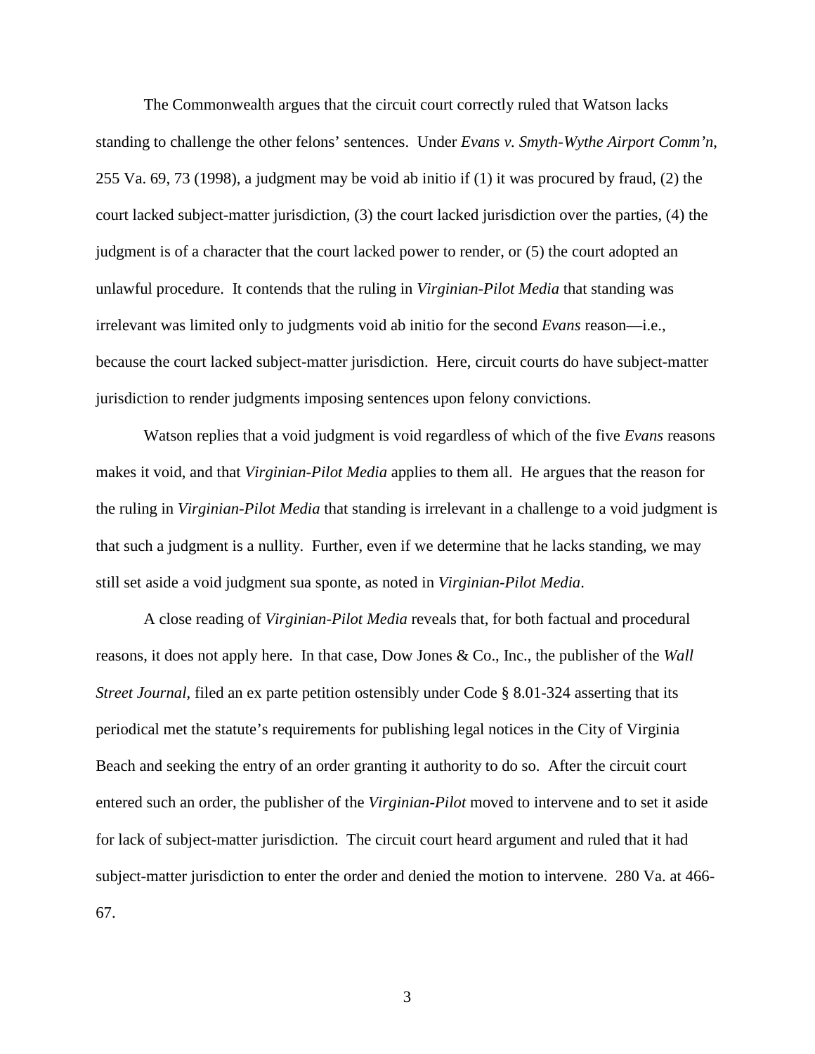The Commonwealth argues that the circuit court correctly ruled that Watson lacks standing to challenge the other felons' sentences. Under *Evans v. Smyth-Wythe Airport Comm'n*, 255 Va. 69, 73 (1998), a judgment may be void ab initio if (1) it was procured by fraud, (2) the court lacked subject-matter jurisdiction, (3) the court lacked jurisdiction over the parties, (4) the judgment is of a character that the court lacked power to render, or (5) the court adopted an unlawful procedure. It contends that the ruling in *Virginian-Pilot Media* that standing was irrelevant was limited only to judgments void ab initio for the second *Evans* reason—i.e., because the court lacked subject-matter jurisdiction. Here, circuit courts do have subject-matter jurisdiction to render judgments imposing sentences upon felony convictions.

Watson replies that a void judgment is void regardless of which of the five *Evans* reasons makes it void, and that *Virginian-Pilot Media* applies to them all. He argues that the reason for the ruling in *Virginian-Pilot Media* that standing is irrelevant in a challenge to a void judgment is that such a judgment is a nullity. Further, even if we determine that he lacks standing, we may still set aside a void judgment sua sponte, as noted in *Virginian-Pilot Media*.

A close reading of *Virginian-Pilot Media* reveals that, for both factual and procedural reasons, it does not apply here. In that case, Dow Jones & Co., Inc., the publisher of the *Wall Street Journal*, filed an ex parte petition ostensibly under Code § 8.01-324 asserting that its periodical met the statute's requirements for publishing legal notices in the City of Virginia Beach and seeking the entry of an order granting it authority to do so. After the circuit court entered such an order, the publisher of the *Virginian-Pilot* moved to intervene and to set it aside for lack of subject-matter jurisdiction. The circuit court heard argument and ruled that it had subject-matter jurisdiction to enter the order and denied the motion to intervene. 280 Va. at 466-67.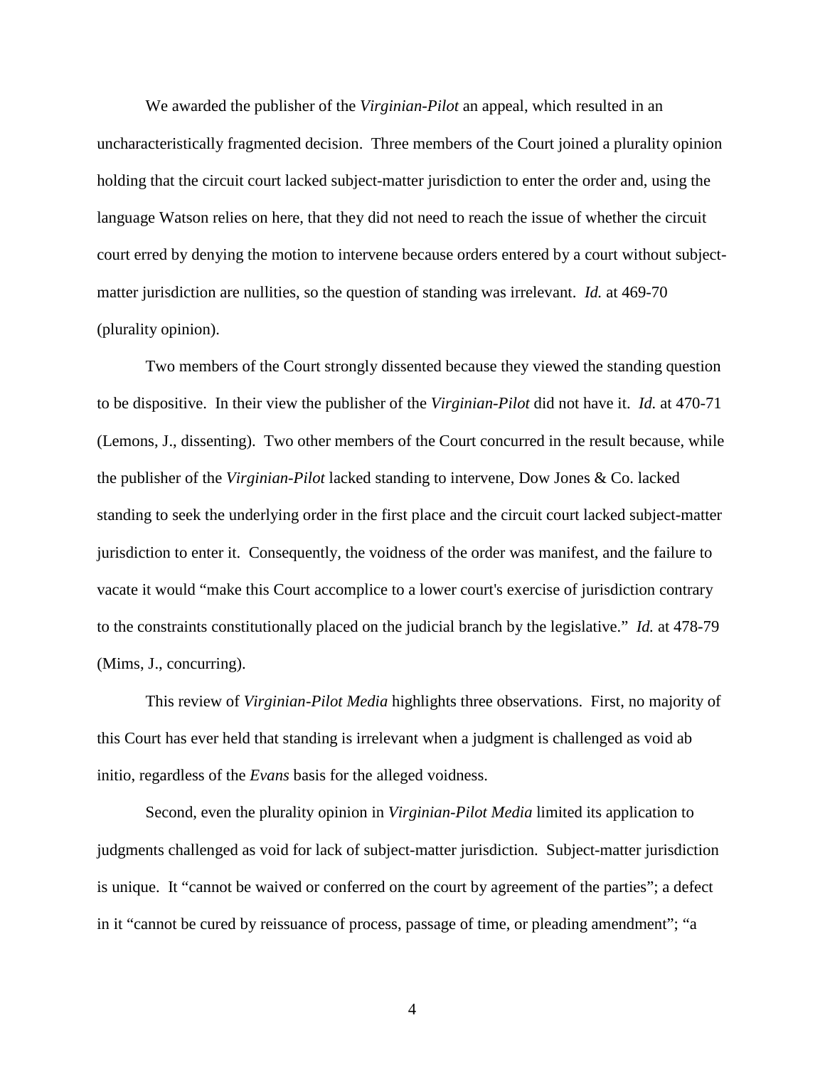We awarded the publisher of the *Virginian-Pilot* an appeal, which resulted in an uncharacteristically fragmented decision. Three members of the Court joined a plurality opinion holding that the circuit court lacked subject-matter jurisdiction to enter the order and, using the language Watson relies on here, that they did not need to reach the issue of whether the circuit court erred by denying the motion to intervene because orders entered by a court without subject-matter jurisdiction are nullities, so the question of standing was irrelevant. *Id.* at 469-70 (plurality opinion).

Two members of the Court strongly dissented because they viewed the standing question to be dispositive. In their view the publisher of the *Virginian-Pilot* did not have it. *Id.* at 470-71 (Lemons, J., dissenting). Two other members of the Court concurred in the result because, while the publisher of the *Virginian-Pilot* lacked standing to intervene, Dow Jones & Co. lacked standing to seek the underlying order in the first place and the circuit court lacked subject-matter jurisdiction to enter it. Consequently, the voidness of the order was manifest, and the failure to vacate it would "make this Court accomplice to a lower court's exercise of jurisdiction contrary to the constraints constitutionally placed on the judicial branch by the legislative." *Id.* at 478-79 (Mims, J., concurring).

This review of *Virginian-Pilot Media* highlights three observations. First, no majority of this Court has ever held that standing is irrelevant when a judgment is challenged as void ab initio, regardless of the *Evans* basis for the alleged voidness.

Second, even the plurality opinion in *Virginian-Pilot Media* limited its application to judgments challenged as void for lack of subject-matter jurisdiction. Subject-matter jurisdiction is unique. It "cannot be waived or conferred on the court by agreement of the parties"; a defect in it "cannot be cured by reissuance of process, passage of time, or pleading amendment"; "a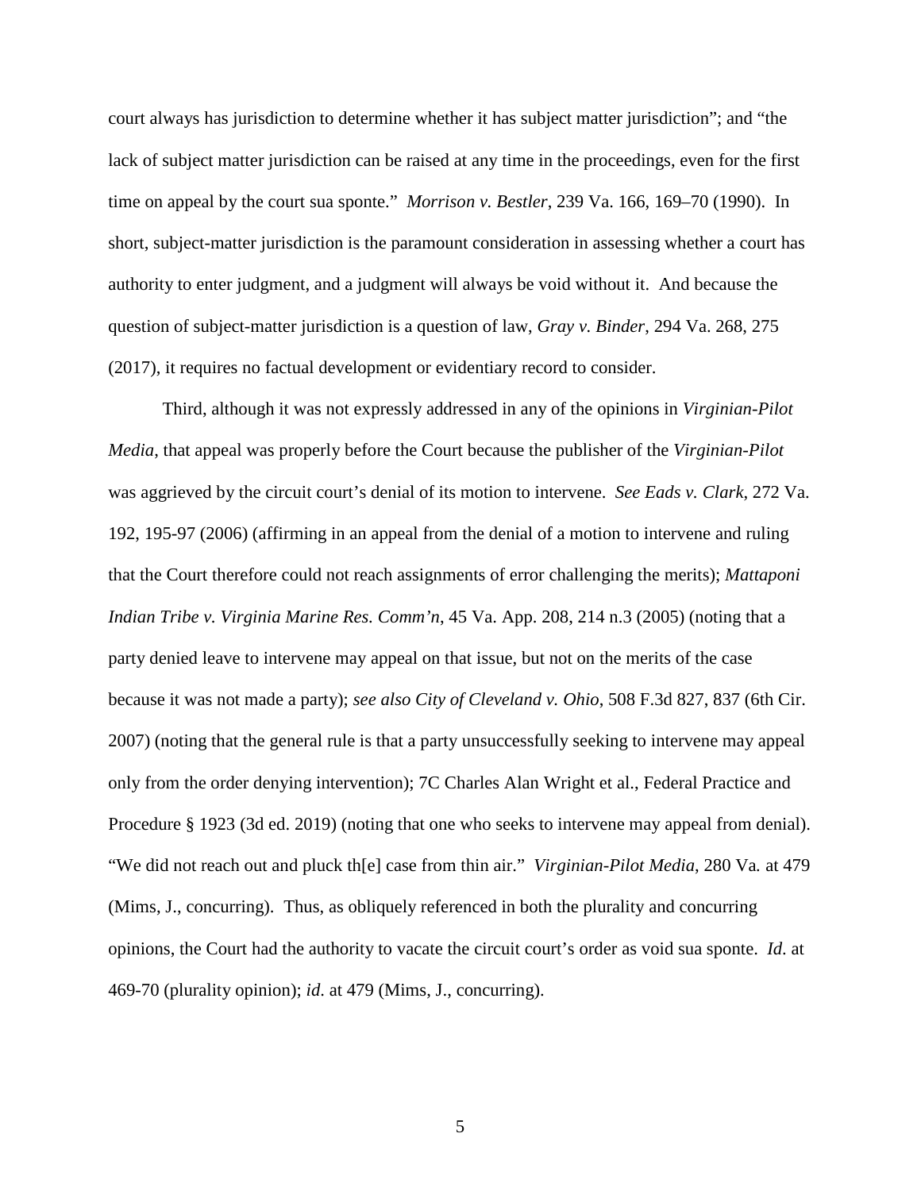court always has jurisdiction to determine whether it has subject matter jurisdiction"; and "the lack of subject matter jurisdiction can be raised at any time in the proceedings, even for the first time on appeal by the court sua sponte." *Morrison v. Bestler*, 239 Va. 166, 169–70 (1990). In short, subject-matter jurisdiction is the paramount consideration in assessing whether a court has authority to enter judgment, and a judgment will always be void without it. And because the question of subject-matter jurisdiction is a question of law, *Gray v. Binder*, 294 Va. 268, 275 (2017), it requires no factual development or evidentiary record to consider.

Third, although it was not expressly addressed in any of the opinions in *Virginian-Pilot Media*, that appeal was properly before the Court because the publisher of the *Virginian-Pilot* was aggrieved by the circuit court's denial of its motion to intervene. *See Eads v. Clark*, 272 Va. 192, 195-97 (2006) (affirming in an appeal from the denial of a motion to intervene and ruling that the Court therefore could not reach assignments of error challenging the merits); *Mattaponi Indian Tribe v. Virginia Marine Res. Comm'n*, 45 Va. App. 208, 214 n.3 (2005) (noting that a party denied leave to intervene may appeal on that issue, but not on the merits of the case because it was not made a party); *see also City of Cleveland v. Ohio*, 508 F.3d 827, 837 (6th Cir. 2007) (noting that the general rule is that a party unsuccessfully seeking to intervene may appeal only from the order denying intervention); 7C Charles Alan Wright et al., Federal Practice and Procedure § 1923 (3d ed. 2019) (noting that one who seeks to intervene may appeal from denial). "We did not reach out and pluck th[e] case from thin air." *Virginian-Pilot Media*, 280 Va. at 479 (Mims, J., concurring). Thus, as obliquely referenced in both the plurality and concurring opinions, the Court had the authority to vacate the circuit court's order as void sua sponte. *Id*. at 469-70 (plurality opinion); *id*. at 479 (Mims, J., concurring).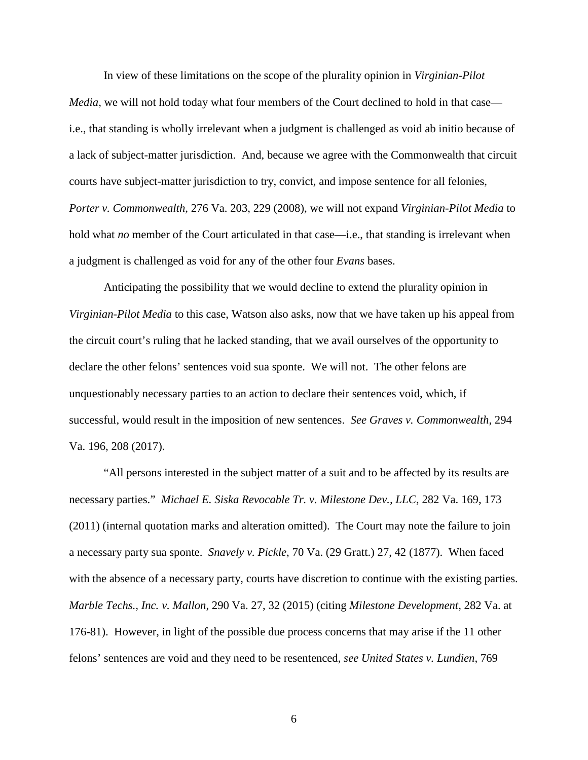In view of these limitations on the scope of the plurality opinion in *Virginian-Pilot Media*, we will not hold today what four members of the Court declined to hold in that case—i.e., that standing is wholly irrelevant when a judgment is challenged as void ab initio because of a lack of subject-matter jurisdiction. And, because we agree with the Commonwealth that circuit courts have subject-matter jurisdiction to try, convict, and impose sentence for all felonies, *Porter v. Commonwealth*, 276 Va. 203, 229 (2008), we will not expand *Virginian-Pilot Media* to hold what *no* member of the Court articulated in that case—i.e., that standing is irrelevant when a judgment is challenged as void for any of the other four *Evans* bases.

Anticipating the possibility that we would decline to extend the plurality opinion in *Virginian-Pilot Media* to this case, Watson also asks, now that we have taken up his appeal from the circuit court's ruling that he lacked standing, that we avail ourselves of the opportunity to declare the other felons' sentences void sua sponte. We will not. The other felons are unquestionably necessary parties to an action to declare their sentences void, which, if successful, would result in the imposition of new sentences. *See Graves v. Commonwealth*, 294 Va. 196, 208 (2017).

"All persons interested in the subject matter of a suit and to be affected by its results are necessary parties." *Michael E. Siska Revocable Tr. v. Milestone Dev., LLC*, 282 Va. 169, 173 (2011) (internal quotation marks and alteration omitted). The Court may note the failure to join a necessary party sua sponte. *Snavely v. Pickle*, 70 Va. (29 Gratt.) 27, 42 (1877). When faced with the absence of a necessary party, courts have discretion to continue with the existing parties. *Marble Techs., Inc. v. Mallon*, 290 Va. 27, 32 (2015) (citing *Milestone Development*, 282 Va. at 176-81). However, in light of the possible due process concerns that may arise if the 11 other felons' sentences are void and they need to be resentenced, *see United States v. Lundien*, 769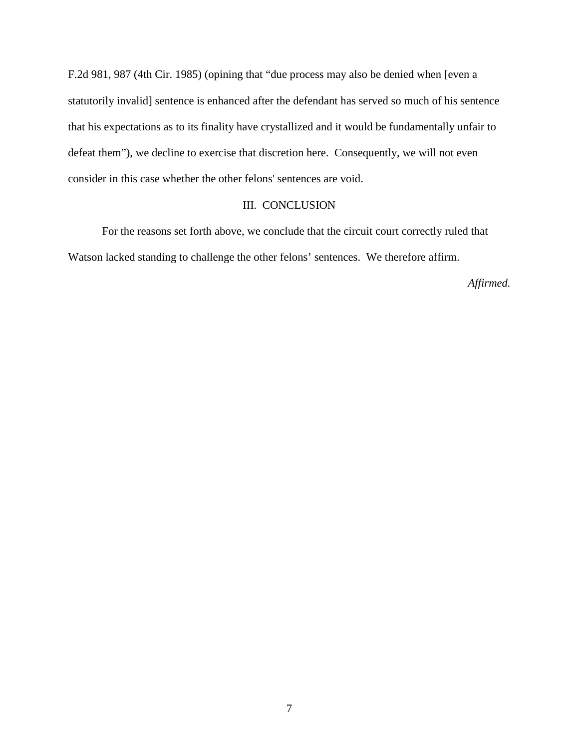F.2d 981, 987 (4th Cir. 1985) (opining that "due process may also be denied when [even a statutorily invalid] sentence is enhanced after the defendant has served so much of his sentence that his expectations as to its finality have crystallized and it would be fundamentally unfair to defeat them"), we decline to exercise that discretion here. Consequently, we will not even consider in this case whether the other felons' sentences are void.

## III. CONCLUSION

For the reasons set forth above, we conclude that the circuit court correctly ruled that Watson lacked standing to challenge the other felons' sentences. We therefore affirm.

*Affirmed.*